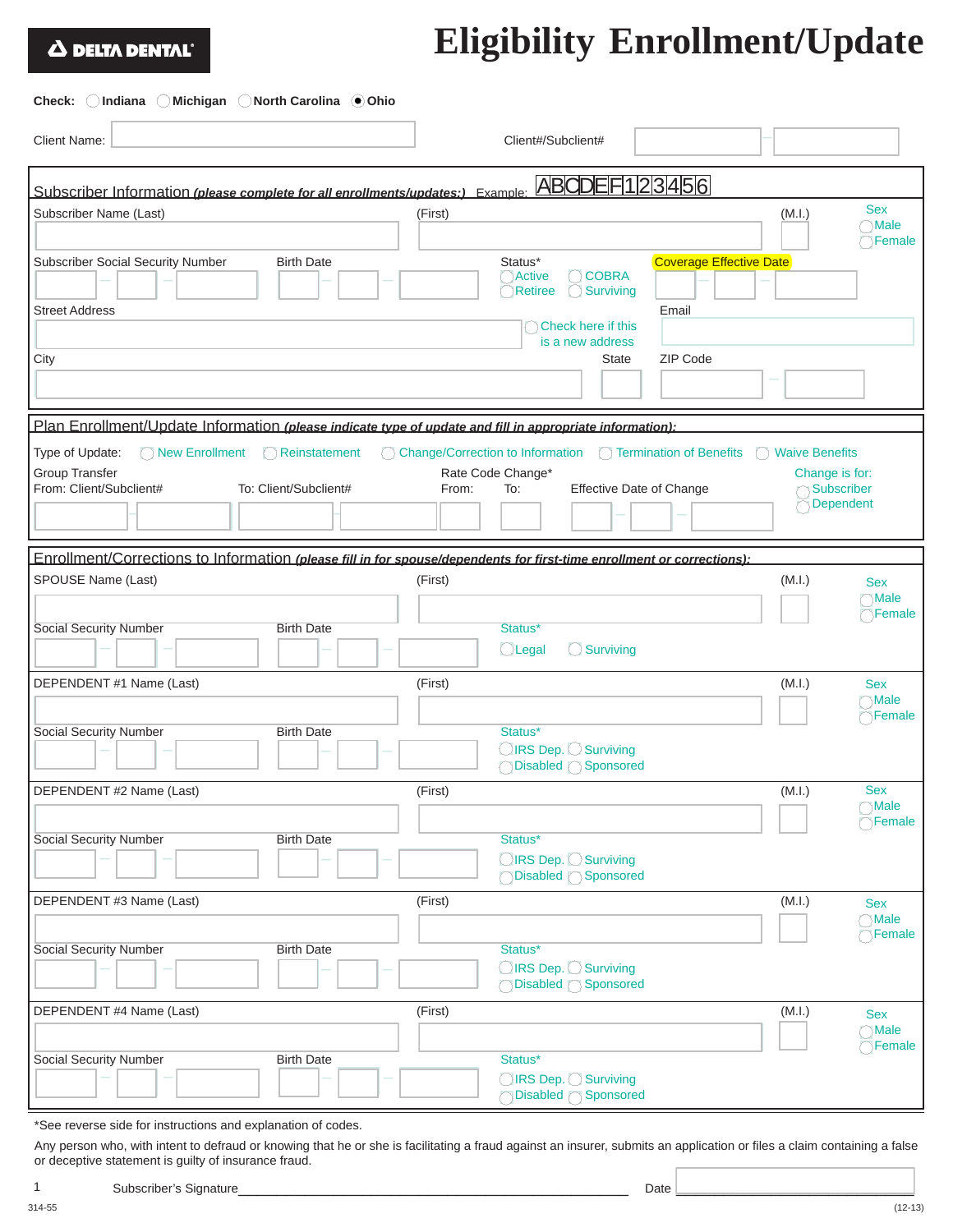**DELTA DENTAL**

# Eligibility Enrollment/Update

Check: ◯ Indiana ◯ Michigan ◯ North Carolina ◉ Ohio

Client Name: ______________ Client#/Subclient# ______ – ______

## Subscriber Information *(please complete for all enrollments/updates:)* Example: ABCDEF123456

Subscriber Name (Last) ______ (First) ______ (M.I.) ______ Sex ◯ Male ◯ Female

Subscriber Social Security Number ___ – ___ – ___ Birth Date ___ – ___ – ___ Status* ◯ Active ◯ COBRA ◯ Retiree ◯ Surviving Coverage Effective Date ___ – ___ – ___

Street Address ______ ◯ Check here if this is a new address Email ______

City ______ State ___ ZIP Code ______ – ____

## Plan Enrollment/Update Information *(please indicate type of update and fill in appropriate information):*

Type of Update: ◯ New Enrollment ◯ Reinstatement ◯ Change/Correction to Information ◯ Termination of Benefits ◯ Waive Benefits

Group Transfer From: Client/Subclient# ______ ______ To: Client/Subclient# ______ ______

Rate Code Change* From: ___ To: ___

Effective Date of Change ___ – ___ – ___

Change is for: ◯ Subscriber ◯ Dependent

## Enrollment/Corrections to Information *(please fill in for spouse/dependents for first-time enrollment or corrections):*

SPOUSE Name (Last) ______ (First) ______ (M.I.) ___ Sex ◯ Male ◯ Female

Social Security Number ___ – ___ – ___ Birth Date ___ – ___ – ___ Status* ◯ Legal ◯ Surviving

DEPENDENT #1 Name (Last) ______ (First) ______ (M.I.) ___ Sex ◯ Male ◯ Female

Social Security Number ___ – ___ – ___ Birth Date ___ – ___ – ___ Status* ◯ IRS Dep. ◯ Surviving ◯ Disabled ◯ Sponsored

DEPENDENT #2 Name (Last) ______ (First) ______ (M.I.) ___ Sex ◯ Male ◯ Female

Social Security Number ___ – ___ – ___ Birth Date ___ – ___ – ___ Status* ◯ IRS Dep. ◯ Surviving ◯ Disabled ◯ Sponsored

DEPENDENT #3 Name (Last) ______ (First) ______ (M.I.) ___ Sex ◯ Male ◯ Female

Social Security Number ___ – ___ – ___ Birth Date ___ – ___ – ___ Status* ◯ IRS Dep. ◯ Surviving ◯ Disabled ◯ Sponsored

DEPENDENT #4 Name (Last) ______ (First) ______ (M.I.) ___ Sex ◯ Male ◯ Female

Social Security Number ___ – ___ – ___ Birth Date ___ – ___ – ___ Status* ◯ IRS Dep. ◯ Surviving ◯ Disabled ◯ Sponsored

*See reverse side for instructions and explanation of codes.

Any person who, with intent to defraud or knowing that he or she is facilitating a fraud against an insurer, submits an application or files a claim containing a false or deceptive statement is guilty of insurance fraud.

Subscriber's Signature ______________________ Date ______

314-55 (12-13)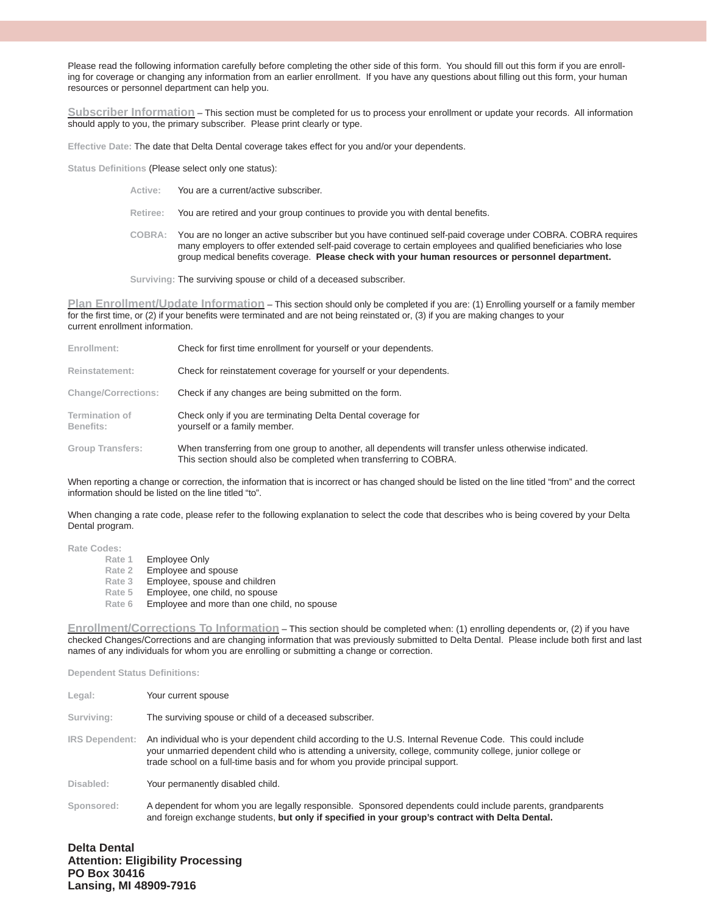Please read the following information carefully before completing the other side of this form. You should fill out this form if you are enrolling for coverage or changing any information from an earlier enrollment. If you have any questions about filling out this form, your human resources or personnel department can help you.

**Subscriber Information** – This section must be completed for us to process your enrollment or update your records. All information should apply to you, the primary subscriber. Please print clearly or type.

**Effective Date:** The date that Delta Dental coverage takes effect for you and/or your dependents.

**Status Definitions** (Please select only one status):

- **Active:** You are a current/active subscriber.
- **Retiree:** You are retired and your group continues to provide you with dental benefits.
- **COBRA:** You are no longer an active subscriber but you have continued self-paid coverage under COBRA. COBRA requires many employers to offer extended self-paid coverage to certain employees and qualified beneficiaries who lose group medical benefits coverage. **Please check with your human resources or personnel department.**
- **Surviving:** The surviving spouse or child of a deceased subscriber.

**Plan Enrollment/Update Information** – This section should only be completed if you are: (1) Enrolling yourself or a family member for the first time, or (2) if your benefits were terminated and are not being reinstated or, (3) if you are making changes to your current enrollment information.

- **Enrollment:** Check for first time enrollment for yourself or your dependents.
- **Reinstatement:** Check for reinstatement coverage for yourself or your dependents.
- **Change/Corrections:** Check if any changes are being submitted on the form.
- **Termination of Benefits:** Check only if you are terminating Delta Dental coverage for yourself or a family member.
- **Group Transfers:** When transferring from one group to another, all dependents will transfer unless otherwise indicated. This section should also be completed when transferring to COBRA.

When reporting a change or correction, the information that is incorrect or has changed should be listed on the line titled "from" and the correct information should be listed on the line titled "to".

When changing a rate code, please refer to the following explanation to select the code that describes who is being covered by your Delta Dental program.

**Rate Codes:**

- **Rate 1** Employee Only
- **Rate 2** Employee and spouse
- **Rate 3** Employee, spouse and children
- **Rate 5** Employee, one child, no spouse
- **Rate 6** Employee and more than one child, no spouse

**Enrollment/Corrections To Information** – This section should be completed when: (1) enrolling dependents or, (2) if you have checked Changes/Corrections and are changing information that was previously submitted to Delta Dental. Please include both first and last names of any individuals for whom you are enrolling or submitting a change or correction.

**Dependent Status Definitions:**

- **Legal:** Your current spouse
- **Surviving:** The surviving spouse or child of a deceased subscriber.
- **IRS Dependent:** An individual who is your dependent child according to the U.S. Internal Revenue Code. This could include your unmarried dependent child who is attending a university, college, community college, junior college or trade school on a full-time basis and for whom you provide principal support.
- **Disabled:** Your permanently disabled child.
- **Sponsored:** A dependent for whom you are legally responsible. Sponsored dependents could include parents, grandparents and foreign exchange students, **but only if specified in your group's contract with Delta Dental.**

**Delta Dental**
**Attention: Eligibility Processing**
**PO Box 30416**
**Lansing, MI 48909-7916**